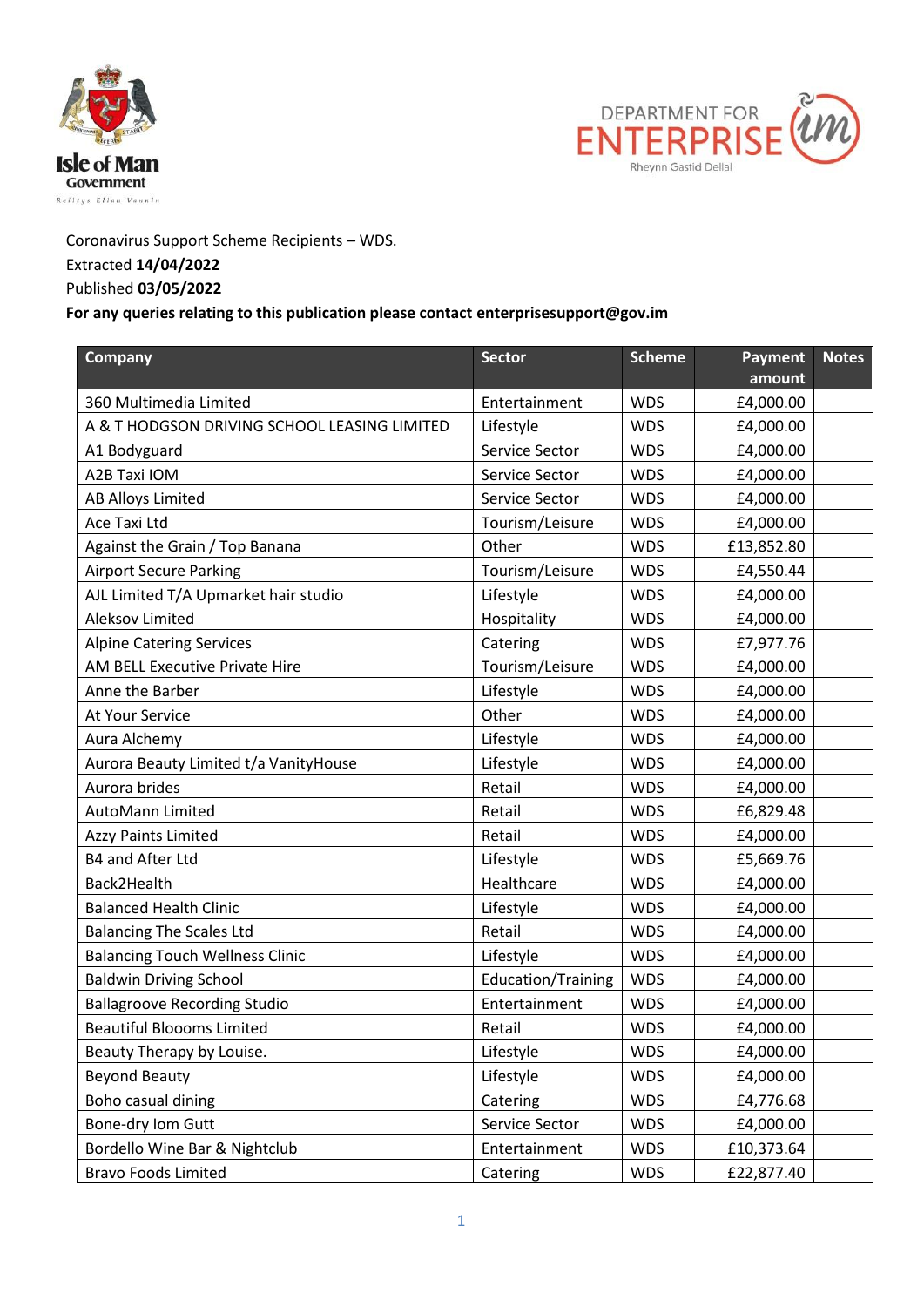Coronavirus Support Scheme Recipients – WDS.
Extracted **14/04/2022**
Published **03/05/2022**
**For any queries relating to this publication please contact enterprisesupport@gov.im**

| Company | Sector | Scheme | Payment amount | Notes |
|---|---|---|---|---|
| 360 Multimedia Limited | Entertainment | WDS | £4,000.00 | |
| A & T HODGSON DRIVING SCHOOL LEASING LIMITED | Lifestyle | WDS | £4,000.00 | |
| A1 Bodyguard | Service Sector | WDS | £4,000.00 | |
| A2B Taxi IOM | Service Sector | WDS | £4,000.00 | |
| AB Alloys Limited | Service Sector | WDS | £4,000.00 | |
| Ace Taxi Ltd | Tourism/Leisure | WDS | £4,000.00 | |
| Against the Grain / Top Banana | Other | WDS | £13,852.80 | |
| Airport Secure Parking | Tourism/Leisure | WDS | £4,550.44 | |
| AJL Limited T/A Upmarket hair studio | Lifestyle | WDS | £4,000.00 | |
| Aleksov Limited | Hospitality | WDS | £4,000.00 | |
| Alpine Catering Services | Catering | WDS | £7,977.76 | |
| AM BELL Executive Private Hire | Tourism/Leisure | WDS | £4,000.00 | |
| Anne the Barber | Lifestyle | WDS | £4,000.00 | |
| At Your Service | Other | WDS | £4,000.00 | |
| Aura Alchemy | Lifestyle | WDS | £4,000.00 | |
| Aurora Beauty Limited t/a VanityHouse | Lifestyle | WDS | £4,000.00 | |
| Aurora brides | Retail | WDS | £4,000.00 | |
| AutoMann Limited | Retail | WDS | £6,829.48 | |
| Azzy Paints Limited | Retail | WDS | £4,000.00 | |
| B4 and After Ltd | Lifestyle | WDS | £5,669.76 | |
| Back2Health | Healthcare | WDS | £4,000.00 | |
| Balanced Health Clinic | Lifestyle | WDS | £4,000.00 | |
| Balancing The Scales Ltd | Retail | WDS | £4,000.00 | |
| Balancing Touch Wellness Clinic | Lifestyle | WDS | £4,000.00 | |
| Baldwin Driving School | Education/Training | WDS | £4,000.00 | |
| Ballagroove Recording Studio | Entertainment | WDS | £4,000.00 | |
| Beautiful Bloooms Limited | Retail | WDS | £4,000.00 | |
| Beauty Therapy by Louise. | Lifestyle | WDS | £4,000.00 | |
| Beyond Beauty | Lifestyle | WDS | £4,000.00 | |
| Boho casual dining | Catering | WDS | £4,776.68 | |
| Bone-dry Iom Gutt | Service Sector | WDS | £4,000.00 | |
| Bordello Wine Bar & Nightclub | Entertainment | WDS | £10,373.64 | |
| Bravo Foods Limited | Catering | WDS | £22,877.40 | |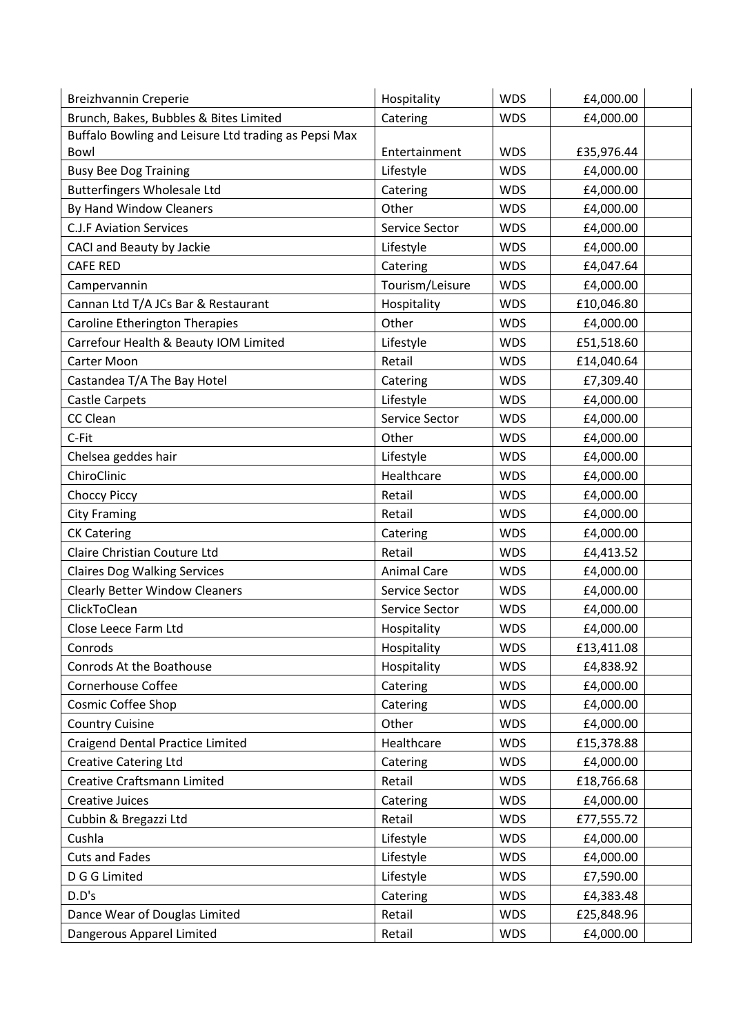| | | | | |
|---|---|---|---|---|
| Breizhvannin Creperie | Hospitality | WDS | £4,000.00 | |
| Brunch, Bakes, Bubbles & Bites Limited | Catering | WDS | £4,000.00 | |
| Buffalo Bowling and Leisure Ltd trading as Pepsi Max Bowl | Entertainment | WDS | £35,976.44 | |
| Busy Bee Dog Training | Lifestyle | WDS | £4,000.00 | |
| Butterfingers Wholesale Ltd | Catering | WDS | £4,000.00 | |
| By Hand Window Cleaners | Other | WDS | £4,000.00 | |
| C.J.F Aviation Services | Service Sector | WDS | £4,000.00 | |
| CACI and Beauty by Jackie | Lifestyle | WDS | £4,000.00 | |
| CAFE RED | Catering | WDS | £4,047.64 | |
| Campervannin | Tourism/Leisure | WDS | £4,000.00 | |
| Cannan Ltd T/A JCs Bar & Restaurant | Hospitality | WDS | £10,046.80 | |
| Caroline Etherington Therapies | Other | WDS | £4,000.00 | |
| Carrefour Health & Beauty IOM Limited | Lifestyle | WDS | £51,518.60 | |
| Carter Moon | Retail | WDS | £14,040.64 | |
| Castandea T/A The Bay Hotel | Catering | WDS | £7,309.40 | |
| Castle Carpets | Lifestyle | WDS | £4,000.00 | |
| CC Clean | Service Sector | WDS | £4,000.00 | |
| C-Fit | Other | WDS | £4,000.00 | |
| Chelsea geddes hair | Lifestyle | WDS | £4,000.00 | |
| ChiroClinic | Healthcare | WDS | £4,000.00 | |
| Choccy Piccy | Retail | WDS | £4,000.00 | |
| City Framing | Retail | WDS | £4,000.00 | |
| CK Catering | Catering | WDS | £4,000.00 | |
| Claire Christian Couture Ltd | Retail | WDS | £4,413.52 | |
| Claires Dog Walking Services | Animal Care | WDS | £4,000.00 | |
| Clearly Better Window Cleaners | Service Sector | WDS | £4,000.00 | |
| ClickToClean | Service Sector | WDS | £4,000.00 | |
| Close Leece Farm Ltd | Hospitality | WDS | £4,000.00 | |
| Conrods | Hospitality | WDS | £13,411.08 | |
| Conrods At the Boathouse | Hospitality | WDS | £4,838.92 | |
| Cornerhouse Coffee | Catering | WDS | £4,000.00 | |
| Cosmic Coffee Shop | Catering | WDS | £4,000.00 | |
| Country Cuisine | Other | WDS | £4,000.00 | |
| Craigend Dental Practice Limited | Healthcare | WDS | £15,378.88 | |
| Creative Catering Ltd | Catering | WDS | £4,000.00 | |
| Creative Craftsmann Limited | Retail | WDS | £18,766.68 | |
| Creative Juices | Catering | WDS | £4,000.00 | |
| Cubbin & Bregazzi Ltd | Retail | WDS | £77,555.72 | |
| Cushla | Lifestyle | WDS | £4,000.00 | |
| Cuts and Fades | Lifestyle | WDS | £4,000.00 | |
| D G G Limited | Lifestyle | WDS | £7,590.00 | |
| D.D's | Catering | WDS | £4,383.48 | |
| Dance Wear of Douglas Limited | Retail | WDS | £25,848.96 | |
| Dangerous Apparel Limited | Retail | WDS | £4,000.00 | |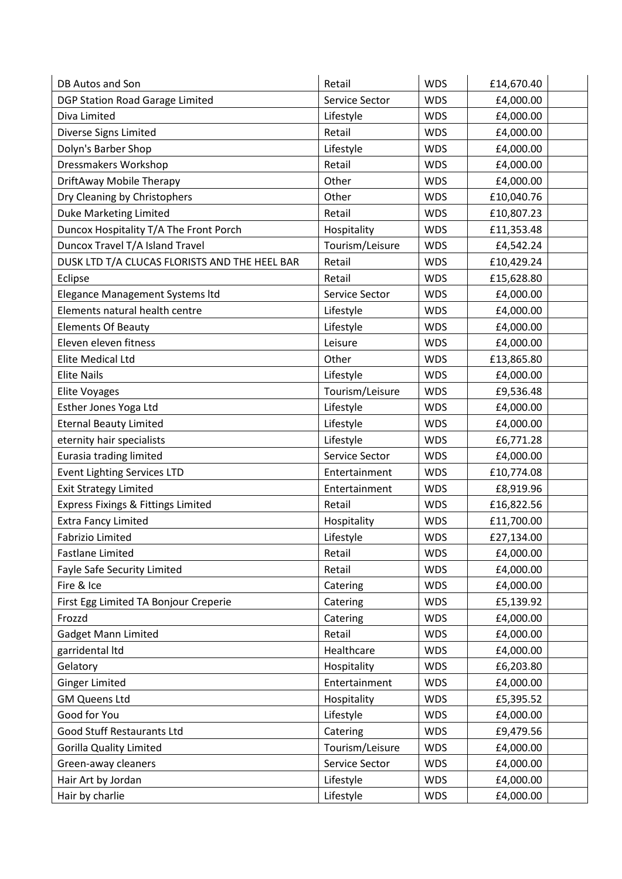| | | | | |
|---|---|---|---|---|
| DB Autos and Son | Retail | WDS | £14,670.40 | |
| DGP Station Road Garage Limited | Service Sector | WDS | £4,000.00 | |
| Diva Limited | Lifestyle | WDS | £4,000.00 | |
| Diverse Signs Limited | Retail | WDS | £4,000.00 | |
| Dolyn's Barber Shop | Lifestyle | WDS | £4,000.00 | |
| Dressmakers Workshop | Retail | WDS | £4,000.00 | |
| DriftAway Mobile Therapy | Other | WDS | £4,000.00 | |
| Dry Cleaning by Christophers | Other | WDS | £10,040.76 | |
| Duke Marketing Limited | Retail | WDS | £10,807.23 | |
| Duncox Hospitality T/A The Front Porch | Hospitality | WDS | £11,353.48 | |
| Duncox Travel T/A Island Travel | Tourism/Leisure | WDS | £4,542.24 | |
| DUSK LTD T/A CLUCAS FLORISTS AND THE HEEL BAR | Retail | WDS | £10,429.24 | |
| Eclipse | Retail | WDS | £15,628.80 | |
| Elegance Management Systems ltd | Service Sector | WDS | £4,000.00 | |
| Elements natural health centre | Lifestyle | WDS | £4,000.00 | |
| Elements Of Beauty | Lifestyle | WDS | £4,000.00 | |
| Eleven eleven fitness | Leisure | WDS | £4,000.00 | |
| Elite Medical Ltd | Other | WDS | £13,865.80 | |
| Elite Nails | Lifestyle | WDS | £4,000.00 | |
| Elite Voyages | Tourism/Leisure | WDS | £9,536.48 | |
| Esther Jones Yoga Ltd | Lifestyle | WDS | £4,000.00 | |
| Eternal Beauty Limited | Lifestyle | WDS | £4,000.00 | |
| eternity hair specialists | Lifestyle | WDS | £6,771.28 | |
| Eurasia trading limited | Service Sector | WDS | £4,000.00 | |
| Event Lighting Services LTD | Entertainment | WDS | £10,774.08 | |
| Exit Strategy Limited | Entertainment | WDS | £8,919.96 | |
| Express Fixings & Fittings Limited | Retail | WDS | £16,822.56 | |
| Extra Fancy Limited | Hospitality | WDS | £11,700.00 | |
| Fabrizio Limited | Lifestyle | WDS | £27,134.00 | |
| Fastlane Limited | Retail | WDS | £4,000.00 | |
| Fayle Safe Security Limited | Retail | WDS | £4,000.00 | |
| Fire & Ice | Catering | WDS | £4,000.00 | |
| First Egg Limited TA Bonjour Creperie | Catering | WDS | £5,139.92 | |
| Frozzd | Catering | WDS | £4,000.00 | |
| Gadget Mann Limited | Retail | WDS | £4,000.00 | |
| garridental ltd | Healthcare | WDS | £4,000.00 | |
| Gelatory | Hospitality | WDS | £6,203.80 | |
| Ginger Limited | Entertainment | WDS | £4,000.00 | |
| GM Queens Ltd | Hospitality | WDS | £5,395.52 | |
| Good for You | Lifestyle | WDS | £4,000.00 | |
| Good Stuff Restaurants Ltd | Catering | WDS | £9,479.56 | |
| Gorilla Quality Limited | Tourism/Leisure | WDS | £4,000.00 | |
| Green-away cleaners | Service Sector | WDS | £4,000.00 | |
| Hair Art by Jordan | Lifestyle | WDS | £4,000.00 | |
| Hair by charlie | Lifestyle | WDS | £4,000.00 | |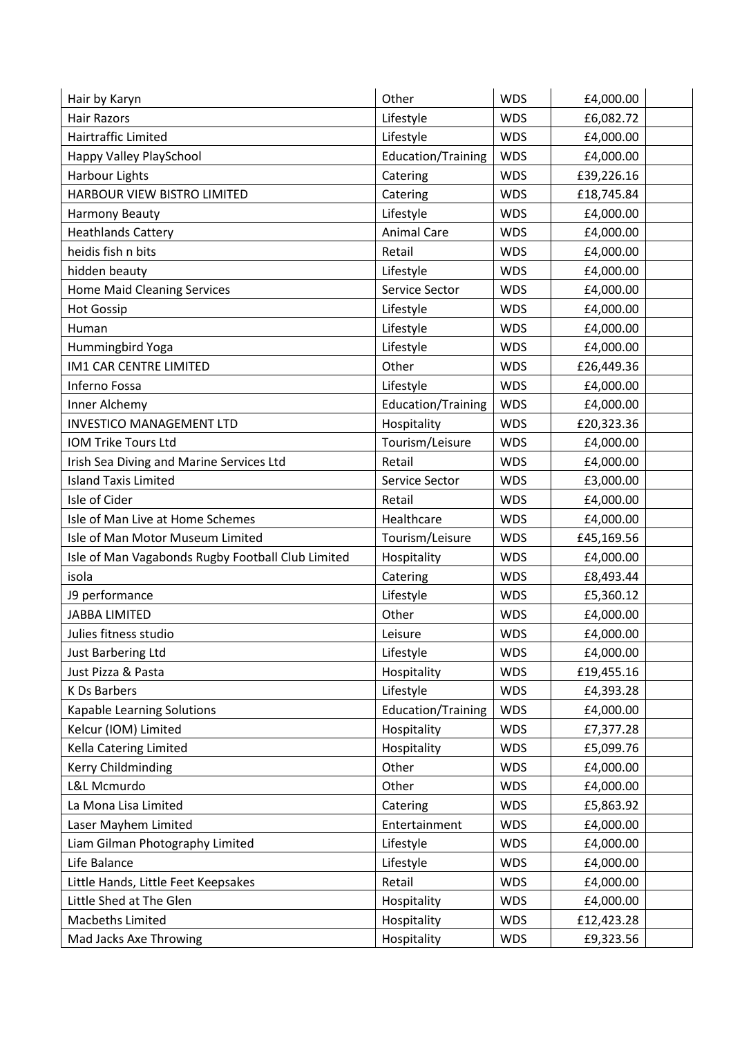| | | | | |
|---|---|---|---|---|
| Hair by Karyn | Other | WDS | £4,000.00 | |
| Hair Razors | Lifestyle | WDS | £6,082.72 | |
| Hairtraffic Limited | Lifestyle | WDS | £4,000.00 | |
| Happy Valley PlaySchool | Education/Training | WDS | £4,000.00 | |
| Harbour Lights | Catering | WDS | £39,226.16 | |
| HARBOUR VIEW BISTRO LIMITED | Catering | WDS | £18,745.84 | |
| Harmony Beauty | Lifestyle | WDS | £4,000.00 | |
| Heathlands Cattery | Animal Care | WDS | £4,000.00 | |
| heidis fish n bits | Retail | WDS | £4,000.00 | |
| hidden beauty | Lifestyle | WDS | £4,000.00 | |
| Home Maid Cleaning Services | Service Sector | WDS | £4,000.00 | |
| Hot Gossip | Lifestyle | WDS | £4,000.00 | |
| Human | Lifestyle | WDS | £4,000.00 | |
| Hummingbird Yoga | Lifestyle | WDS | £4,000.00 | |
| IM1 CAR CENTRE LIMITED | Other | WDS | £26,449.36 | |
| Inferno Fossa | Lifestyle | WDS | £4,000.00 | |
| Inner Alchemy | Education/Training | WDS | £4,000.00 | |
| INVESTICO MANAGEMENT LTD | Hospitality | WDS | £20,323.36 | |
| IOM Trike Tours Ltd | Tourism/Leisure | WDS | £4,000.00 | |
| Irish Sea Diving and Marine Services Ltd | Retail | WDS | £4,000.00 | |
| Island Taxis Limited | Service Sector | WDS | £3,000.00 | |
| Isle of Cider | Retail | WDS | £4,000.00 | |
| Isle of Man Live at Home Schemes | Healthcare | WDS | £4,000.00 | |
| Isle of Man Motor Museum Limited | Tourism/Leisure | WDS | £45,169.56 | |
| Isle of Man Vagabonds Rugby Football Club Limited | Hospitality | WDS | £4,000.00 | |
| isola | Catering | WDS | £8,493.44 | |
| J9 performance | Lifestyle | WDS | £5,360.12 | |
| JABBA LIMITED | Other | WDS | £4,000.00 | |
| Julies fitness studio | Leisure | WDS | £4,000.00 | |
| Just Barbering Ltd | Lifestyle | WDS | £4,000.00 | |
| Just Pizza & Pasta | Hospitality | WDS | £19,455.16 | |
| K Ds Barbers | Lifestyle | WDS | £4,393.28 | |
| Kapable Learning Solutions | Education/Training | WDS | £4,000.00 | |
| Kelcur (IOM) Limited | Hospitality | WDS | £7,377.28 | |
| Kella Catering Limited | Hospitality | WDS | £5,099.76 | |
| Kerry Childminding | Other | WDS | £4,000.00 | |
| L&L Mcmurdo | Other | WDS | £4,000.00 | |
| La Mona Lisa Limited | Catering | WDS | £5,863.92 | |
| Laser Mayhem Limited | Entertainment | WDS | £4,000.00 | |
| Liam Gilman Photography Limited | Lifestyle | WDS | £4,000.00 | |
| Life Balance | Lifestyle | WDS | £4,000.00 | |
| Little Hands, Little Feet Keepsakes | Retail | WDS | £4,000.00 | |
| Little Shed at The Glen | Hospitality | WDS | £4,000.00 | |
| Macbeths Limited | Hospitality | WDS | £12,423.28 | |
| Mad Jacks Axe Throwing | Hospitality | WDS | £9,323.56 | |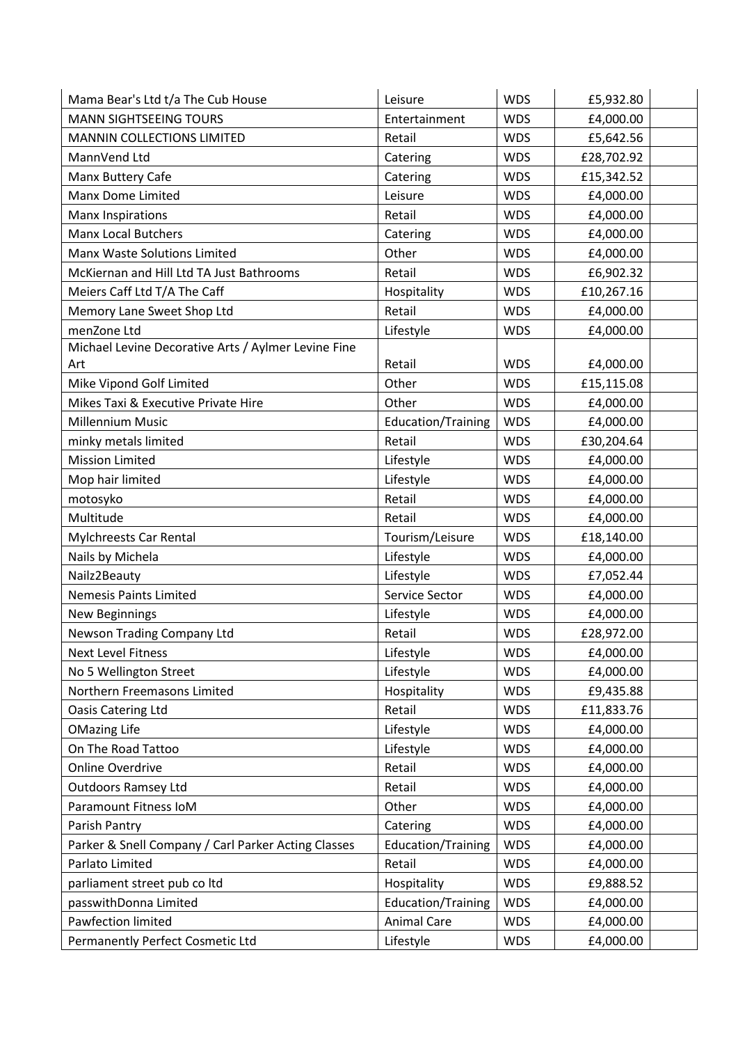| | | | | |
|---|---|---|---|---|
| Mama Bear's Ltd t/a The Cub House | Leisure | WDS | £5,932.80 | |
| MANN SIGHTSEEING TOURS | Entertainment | WDS | £4,000.00 | |
| MANNIN COLLECTIONS LIMITED | Retail | WDS | £5,642.56 | |
| MannVend Ltd | Catering | WDS | £28,702.92 | |
| Manx Buttery Cafe | Catering | WDS | £15,342.52 | |
| Manx Dome Limited | Leisure | WDS | £4,000.00 | |
| Manx Inspirations | Retail | WDS | £4,000.00 | |
| Manx Local Butchers | Catering | WDS | £4,000.00 | |
| Manx Waste Solutions Limited | Other | WDS | £4,000.00 | |
| McKiernan and Hill Ltd TA Just Bathrooms | Retail | WDS | £6,902.32 | |
| Meiers Caff Ltd T/A The Caff | Hospitality | WDS | £10,267.16 | |
| Memory Lane Sweet Shop Ltd | Retail | WDS | £4,000.00 | |
| menZone Ltd | Lifestyle | WDS | £4,000.00 | |
| Michael Levine Decorative Arts / Aylmer Levine Fine Art | Retail | WDS | £4,000.00 | |
| Mike Vipond Golf Limited | Other | WDS | £15,115.08 | |
| Mikes Taxi & Executive Private Hire | Other | WDS | £4,000.00 | |
| Millennium Music | Education/Training | WDS | £4,000.00 | |
| minky metals limited | Retail | WDS | £30,204.64 | |
| Mission Limited | Lifestyle | WDS | £4,000.00 | |
| Mop hair limited | Lifestyle | WDS | £4,000.00 | |
| motosyko | Retail | WDS | £4,000.00 | |
| Multitude | Retail | WDS | £4,000.00 | |
| Mylchreests Car Rental | Tourism/Leisure | WDS | £18,140.00 | |
| Nails by Michela | Lifestyle | WDS | £4,000.00 | |
| Nailz2Beauty | Lifestyle | WDS | £7,052.44 | |
| Nemesis Paints Limited | Service Sector | WDS | £4,000.00 | |
| New Beginnings | Lifestyle | WDS | £4,000.00 | |
| Newson Trading Company Ltd | Retail | WDS | £28,972.00 | |
| Next Level Fitness | Lifestyle | WDS | £4,000.00 | |
| No 5 Wellington Street | Lifestyle | WDS | £4,000.00 | |
| Northern Freemasons Limited | Hospitality | WDS | £9,435.88 | |
| Oasis Catering Ltd | Retail | WDS | £11,833.76 | |
| OMazing Life | Lifestyle | WDS | £4,000.00 | |
| On The Road Tattoo | Lifestyle | WDS | £4,000.00 | |
| Online Overdrive | Retail | WDS | £4,000.00 | |
| Outdoors Ramsey Ltd | Retail | WDS | £4,000.00 | |
| Paramount Fitness IoM | Other | WDS | £4,000.00 | |
| Parish Pantry | Catering | WDS | £4,000.00 | |
| Parker & Snell Company / Carl Parker Acting Classes | Education/Training | WDS | £4,000.00 | |
| Parlato Limited | Retail | WDS | £4,000.00 | |
| parliament street pub co ltd | Hospitality | WDS | £9,888.52 | |
| passwithDonna Limited | Education/Training | WDS | £4,000.00 | |
| Pawfection limited | Animal Care | WDS | £4,000.00 | |
| Permanently Perfect Cosmetic Ltd | Lifestyle | WDS | £4,000.00 | |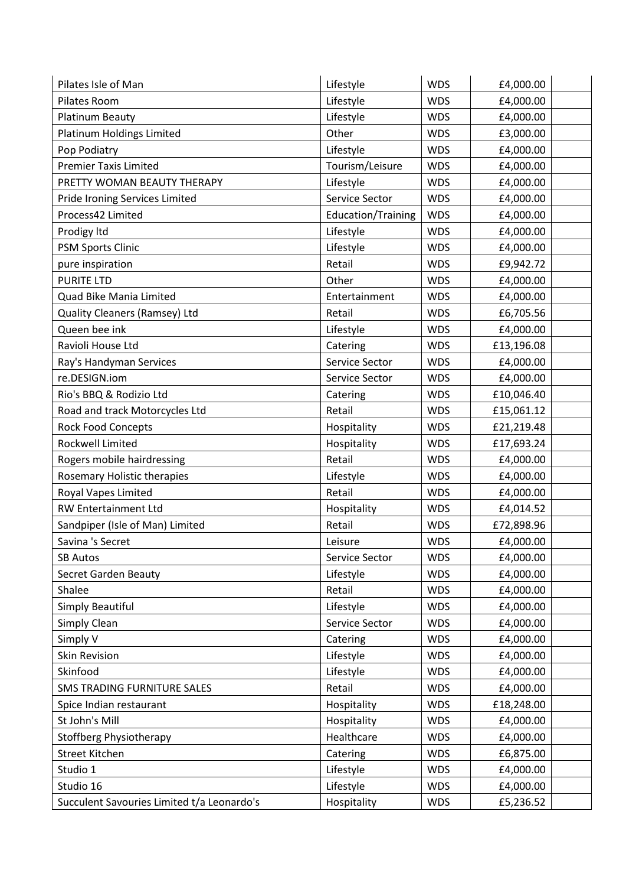| | | | | |
|---|---|---|---|---|
| Pilates Isle of Man | Lifestyle | WDS | £4,000.00 | |
| Pilates Room | Lifestyle | WDS | £4,000.00 | |
| Platinum Beauty | Lifestyle | WDS | £4,000.00 | |
| Platinum Holdings Limited | Other | WDS | £3,000.00 | |
| Pop Podiatry | Lifestyle | WDS | £4,000.00 | |
| Premier Taxis Limited | Tourism/Leisure | WDS | £4,000.00 | |
| PRETTY WOMAN BEAUTY THERAPY | Lifestyle | WDS | £4,000.00 | |
| Pride Ironing Services Limited | Service Sector | WDS | £4,000.00 | |
| Process42 Limited | Education/Training | WDS | £4,000.00 | |
| Prodigy ltd | Lifestyle | WDS | £4,000.00 | |
| PSM Sports Clinic | Lifestyle | WDS | £4,000.00 | |
| pure inspiration | Retail | WDS | £9,942.72 | |
| PURITE LTD | Other | WDS | £4,000.00 | |
| Quad Bike Mania Limited | Entertainment | WDS | £4,000.00 | |
| Quality Cleaners (Ramsey) Ltd | Retail | WDS | £6,705.56 | |
| Queen bee ink | Lifestyle | WDS | £4,000.00 | |
| Ravioli House Ltd | Catering | WDS | £13,196.08 | |
| Ray's Handyman Services | Service Sector | WDS | £4,000.00 | |
| re.DESIGN.iom | Service Sector | WDS | £4,000.00 | |
| Rio's BBQ & Rodizio Ltd | Catering | WDS | £10,046.40 | |
| Road and track Motorcycles Ltd | Retail | WDS | £15,061.12 | |
| Rock Food Concepts | Hospitality | WDS | £21,219.48 | |
| Rockwell Limited | Hospitality | WDS | £17,693.24 | |
| Rogers mobile hairdressing | Retail | WDS | £4,000.00 | |
| Rosemary Holistic therapies | Lifestyle | WDS | £4,000.00 | |
| Royal Vapes Limited | Retail | WDS | £4,000.00 | |
| RW Entertainment Ltd | Hospitality | WDS | £4,014.52 | |
| Sandpiper (Isle of Man) Limited | Retail | WDS | £72,898.96 | |
| Savina 's Secret | Leisure | WDS | £4,000.00 | |
| SB Autos | Service Sector | WDS | £4,000.00 | |
| Secret Garden Beauty | Lifestyle | WDS | £4,000.00 | |
| Shalee | Retail | WDS | £4,000.00 | |
| Simply Beautiful | Lifestyle | WDS | £4,000.00 | |
| Simply Clean | Service Sector | WDS | £4,000.00 | |
| Simply V | Catering | WDS | £4,000.00 | |
| Skin Revision | Lifestyle | WDS | £4,000.00 | |
| Skinfood | Lifestyle | WDS | £4,000.00 | |
| SMS TRADING FURNITURE SALES | Retail | WDS | £4,000.00 | |
| Spice Indian restaurant | Hospitality | WDS | £18,248.00 | |
| St John's Mill | Hospitality | WDS | £4,000.00 | |
| Stoffberg Physiotherapy | Healthcare | WDS | £4,000.00 | |
| Street Kitchen | Catering | WDS | £6,875.00 | |
| Studio 1 | Lifestyle | WDS | £4,000.00 | |
| Studio 16 | Lifestyle | WDS | £4,000.00 | |
| Succulent Savouries Limited t/a Leonardo's | Hospitality | WDS | £5,236.52 | |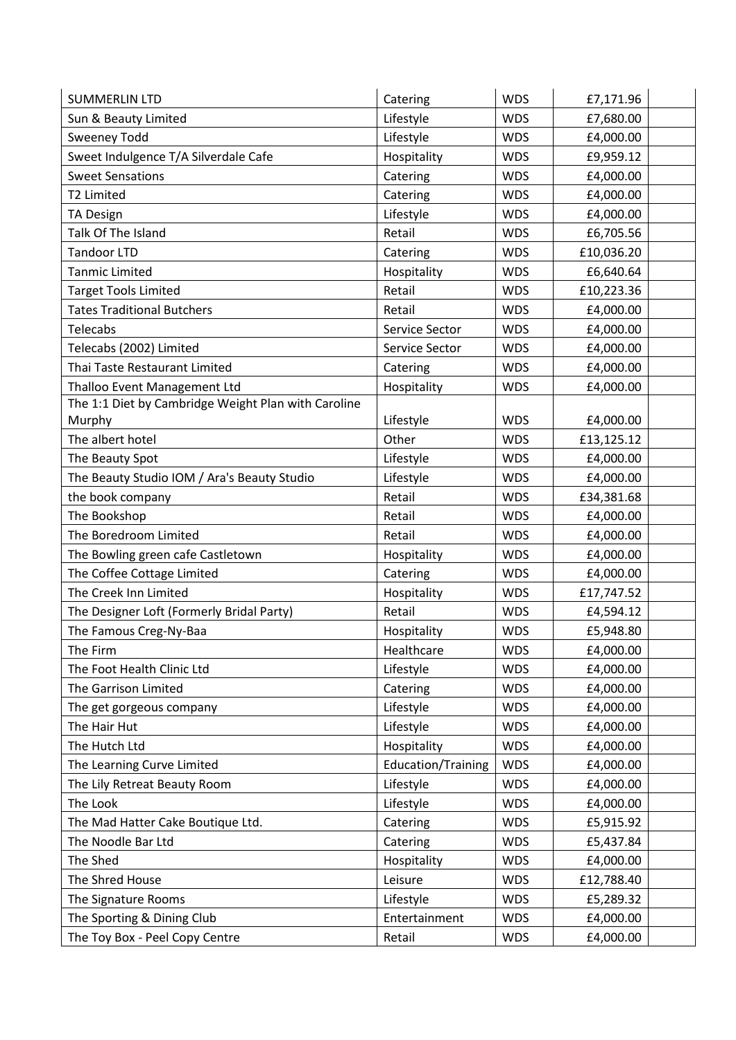| | | | | |
|---|---|---|---|---|
| SUMMERLIN LTD | Catering | WDS | £7,171.96 | |
| Sun & Beauty Limited | Lifestyle | WDS | £7,680.00 | |
| Sweeney Todd | Lifestyle | WDS | £4,000.00 | |
| Sweet Indulgence T/A Silverdale Cafe | Hospitality | WDS | £9,959.12 | |
| Sweet Sensations | Catering | WDS | £4,000.00 | |
| T2 Limited | Catering | WDS | £4,000.00 | |
| TA Design | Lifestyle | WDS | £4,000.00 | |
| Talk Of The Island | Retail | WDS | £6,705.56 | |
| Tandoor LTD | Catering | WDS | £10,036.20 | |
| Tanmic Limited | Hospitality | WDS | £6,640.64 | |
| Target Tools Limited | Retail | WDS | £10,223.36 | |
| Tates Traditional Butchers | Retail | WDS | £4,000.00 | |
| Telecabs | Service Sector | WDS | £4,000.00 | |
| Telecabs (2002) Limited | Service Sector | WDS | £4,000.00 | |
| Thai Taste Restaurant Limited | Catering | WDS | £4,000.00 | |
| Thalloo Event Management Ltd | Hospitality | WDS | £4,000.00 | |
| The 1:1 Diet by Cambridge Weight Plan with Caroline Murphy | Lifestyle | WDS | £4,000.00 | |
| The albert hotel | Other | WDS | £13,125.12 | |
| The Beauty Spot | Lifestyle | WDS | £4,000.00 | |
| The Beauty Studio IOM / Ara's Beauty Studio | Lifestyle | WDS | £4,000.00 | |
| the book company | Retail | WDS | £34,381.68 | |
| The Bookshop | Retail | WDS | £4,000.00 | |
| The Boredroom Limited | Retail | WDS | £4,000.00 | |
| The Bowling green cafe Castletown | Hospitality | WDS | £4,000.00 | |
| The Coffee Cottage Limited | Catering | WDS | £4,000.00 | |
| The Creek Inn Limited | Hospitality | WDS | £17,747.52 | |
| The Designer Loft (Formerly Bridal Party) | Retail | WDS | £4,594.12 | |
| The Famous Creg-Ny-Baa | Hospitality | WDS | £5,948.80 | |
| The Firm | Healthcare | WDS | £4,000.00 | |
| The Foot Health Clinic Ltd | Lifestyle | WDS | £4,000.00 | |
| The Garrison Limited | Catering | WDS | £4,000.00 | |
| The get gorgeous company | Lifestyle | WDS | £4,000.00 | |
| The Hair Hut | Lifestyle | WDS | £4,000.00 | |
| The Hutch Ltd | Hospitality | WDS | £4,000.00 | |
| The Learning Curve Limited | Education/Training | WDS | £4,000.00 | |
| The Lily Retreat Beauty Room | Lifestyle | WDS | £4,000.00 | |
| The Look | Lifestyle | WDS | £4,000.00 | |
| The Mad Hatter Cake Boutique Ltd. | Catering | WDS | £5,915.92 | |
| The Noodle Bar Ltd | Catering | WDS | £5,437.84 | |
| The Shed | Hospitality | WDS | £4,000.00 | |
| The Shred House | Leisure | WDS | £12,788.40 | |
| The Signature Rooms | Lifestyle | WDS | £5,289.32 | |
| The Sporting & Dining Club | Entertainment | WDS | £4,000.00 | |
| The Toy Box - Peel Copy Centre | Retail | WDS | £4,000.00 | |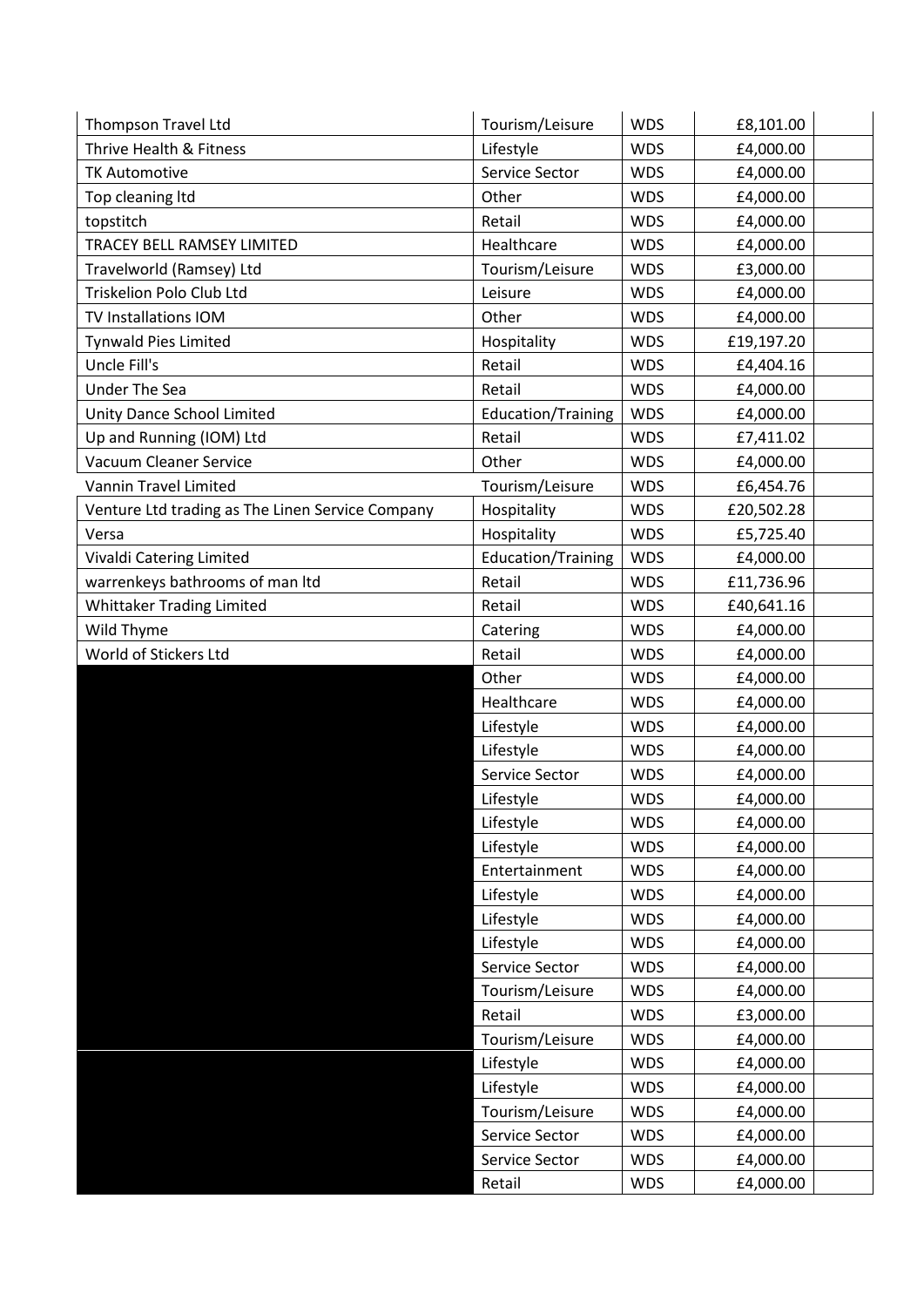| | | | | |
|---|---|---|---|---|
| Thompson Travel Ltd | Tourism/Leisure | WDS | £8,101.00 | |
| Thrive Health & Fitness | Lifestyle | WDS | £4,000.00 | |
| TK Automotive | Service Sector | WDS | £4,000.00 | |
| Top cleaning ltd | Other | WDS | £4,000.00 | |
| topstitch | Retail | WDS | £4,000.00 | |
| TRACEY BELL RAMSEY LIMITED | Healthcare | WDS | £4,000.00 | |
| Travelworld (Ramsey) Ltd | Tourism/Leisure | WDS | £3,000.00 | |
| Triskelion Polo Club Ltd | Leisure | WDS | £4,000.00 | |
| TV Installations IOM | Other | WDS | £4,000.00 | |
| Tynwald Pies Limited | Hospitality | WDS | £19,197.20 | |
| Uncle Fill's | Retail | WDS | £4,404.16 | |
| Under The Sea | Retail | WDS | £4,000.00 | |
| Unity Dance School Limited | Education/Training | WDS | £4,000.00 | |
| Up and Running (IOM) Ltd | Retail | WDS | £7,411.02 | |
| Vacuum Cleaner Service | Other | WDS | £4,000.00 | |
| Vannin Travel Limited | Tourism/Leisure | WDS | £6,454.76 | |
| Venture Ltd trading as The Linen Service Company | Hospitality | WDS | £20,502.28 | |
| Versa | Hospitality | WDS | £5,725.40 | |
| Vivaldi Catering Limited | Education/Training | WDS | £4,000.00 | |
| warrenkeys bathrooms of man ltd | Retail | WDS | £11,736.96 | |
| Whittaker Trading Limited | Retail | WDS | £40,641.16 | |
| Wild Thyme | Catering | WDS | £4,000.00 | |
| World of Stickers Ltd | Retail | WDS | £4,000.00 | |
| | Other | WDS | £4,000.00 | |
| | Healthcare | WDS | £4,000.00 | |
| | Lifestyle | WDS | £4,000.00 | |
| | Lifestyle | WDS | £4,000.00 | |
| | Service Sector | WDS | £4,000.00 | |
| | Lifestyle | WDS | £4,000.00 | |
| | Lifestyle | WDS | £4,000.00 | |
| | Lifestyle | WDS | £4,000.00 | |
| | Entertainment | WDS | £4,000.00 | |
| | Lifestyle | WDS | £4,000.00 | |
| | Lifestyle | WDS | £4,000.00 | |
| | Lifestyle | WDS | £4,000.00 | |
| | Service Sector | WDS | £4,000.00 | |
| | Tourism/Leisure | WDS | £4,000.00 | |
| | Retail | WDS | £3,000.00 | |
| | Tourism/Leisure | WDS | £4,000.00 | |
| | Lifestyle | WDS | £4,000.00 | |
| | Lifestyle | WDS | £4,000.00 | |
| | Tourism/Leisure | WDS | £4,000.00 | |
| | Service Sector | WDS | £4,000.00 | |
| | Service Sector | WDS | £4,000.00 | |
| | Retail | WDS | £4,000.00 | |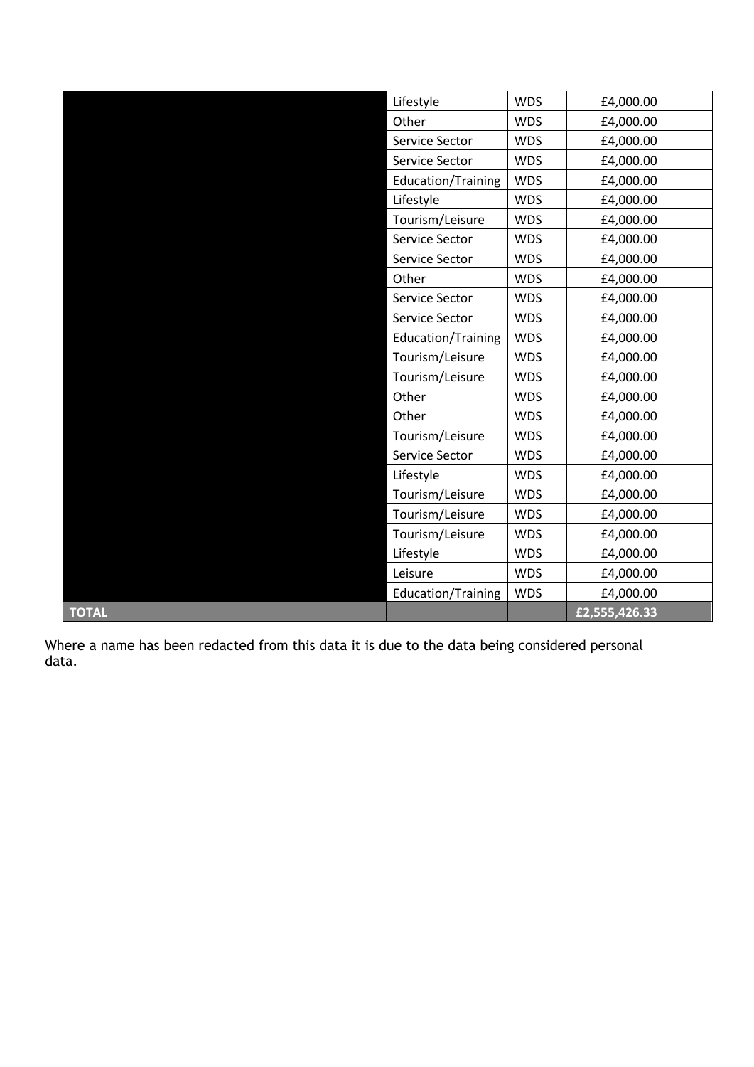| | | | | |
|---|---|---|---|---|
| | Lifestyle | WDS | £4,000.00 | |
| | Other | WDS | £4,000.00 | |
| | Service Sector | WDS | £4,000.00 | |
| | Service Sector | WDS | £4,000.00 | |
| | Education/Training | WDS | £4,000.00 | |
| | Lifestyle | WDS | £4,000.00 | |
| | Tourism/Leisure | WDS | £4,000.00 | |
| | Service Sector | WDS | £4,000.00 | |
| | Service Sector | WDS | £4,000.00 | |
| | Other | WDS | £4,000.00 | |
| | Service Sector | WDS | £4,000.00 | |
| | Service Sector | WDS | £4,000.00 | |
| | Education/Training | WDS | £4,000.00 | |
| | Tourism/Leisure | WDS | £4,000.00 | |
| | Tourism/Leisure | WDS | £4,000.00 | |
| | Other | WDS | £4,000.00 | |
| | Other | WDS | £4,000.00 | |
| | Tourism/Leisure | WDS | £4,000.00 | |
| | Service Sector | WDS | £4,000.00 | |
| | Lifestyle | WDS | £4,000.00 | |
| | Tourism/Leisure | WDS | £4,000.00 | |
| | Tourism/Leisure | WDS | £4,000.00 | |
| | Tourism/Leisure | WDS | £4,000.00 | |
| | Lifestyle | WDS | £4,000.00 | |
| | Leisure | WDS | £4,000.00 | |
| | Education/Training | WDS | £4,000.00 | |
| **TOTAL** | | | **£2,555,426.33** | |

Where a name has been redacted from this data it is due to the data being considered personal data.